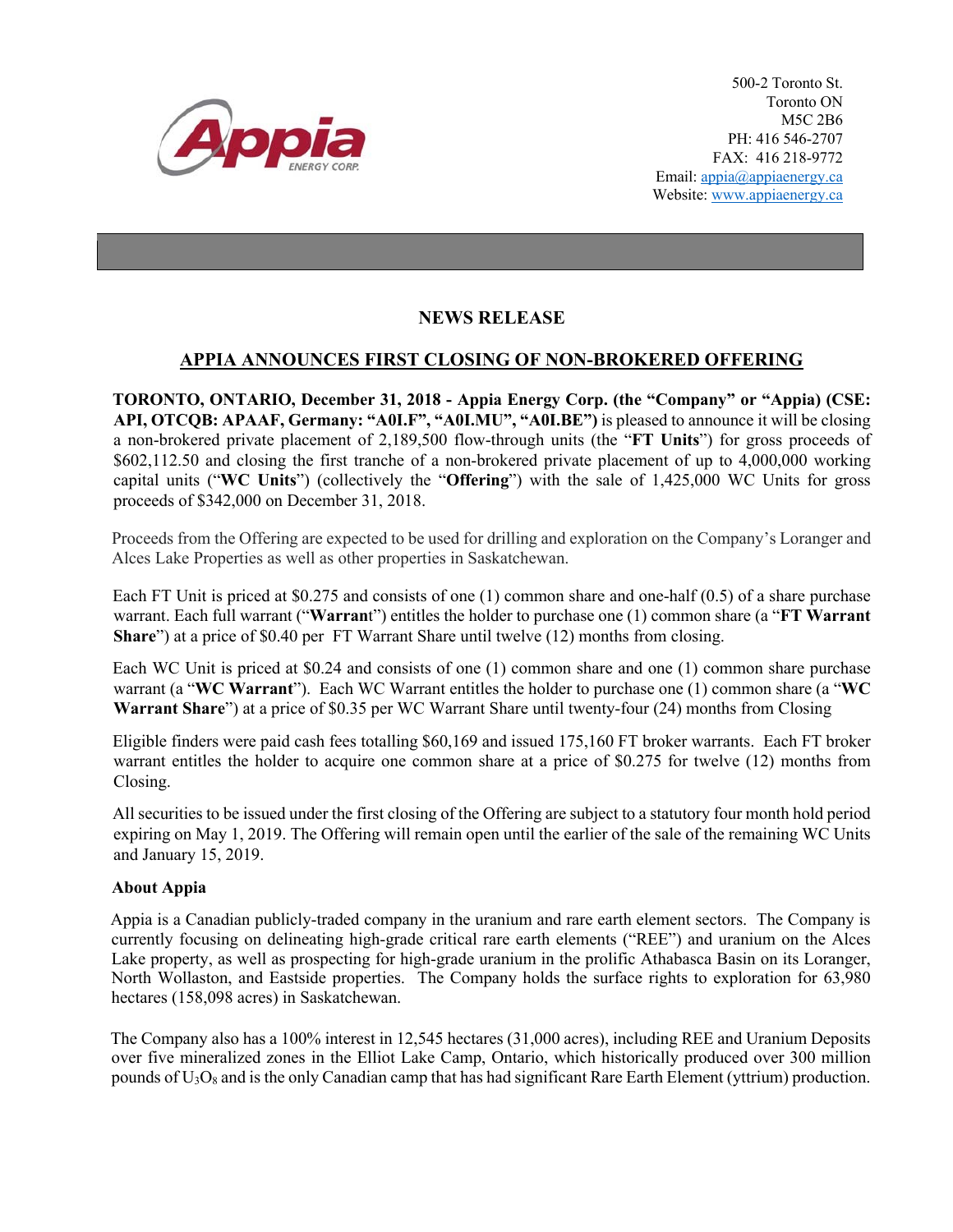500-2 Toronto St.
Toronto ON
M5C 2B6
PH: 416 546-2707
FAX: 416 218-9772
Email: appia@appiaenergy.ca
Website: www.appiaenergy.ca

## NEWS RELEASE

## APPIA ANNOUNCES FIRST CLOSING OF NON-BROKERED OFFERING

**TORONTO, ONTARIO, December 31, 2018 - Appia Energy Corp. (the "Company" or "Appia) (CSE: API, OTCQB: APAAF, Germany: "A0I.F", "A0I.MU", "A0I.BE")** is pleased to announce it will be closing a non-brokered private placement of 2,189,500 flow-through units (the "**FT Units**") for gross proceeds of $602,112.50 and closing the first tranche of a non-brokered private placement of up to 4,000,000 working capital units ("**WC Units**") (collectively the "**Offering**") with the sale of 1,425,000 WC Units for gross proceeds of $342,000 on December 31, 2018.

Proceeds from the Offering are expected to be used for drilling and exploration on the Company's Loranger and Alces Lake Properties as well as other properties in Saskatchewan.

Each FT Unit is priced at $0.275 and consists of one (1) common share and one-half (0.5) of a share purchase warrant. Each full warrant ("**Warran**t") entitles the holder to purchase one (1) common share (a "**FT Warrant Share**") at a price of $0.40 per FT Warrant Share until twelve (12) months from closing.

Each WC Unit is priced at $0.24 and consists of one (1) common share and one (1) common share purchase warrant (a "**WC Warrant**"). Each WC Warrant entitles the holder to purchase one (1) common share (a "**WC Warrant Share**") at a price of $0.35 per WC Warrant Share until twenty-four (24) months from Closing

Eligible finders were paid cash fees totalling $60,169 and issued 175,160 FT broker warrants. Each FT broker warrant entitles the holder to acquire one common share at a price of $0.275 for twelve (12) months from Closing.

All securities to be issued under the first closing of the Offering are subject to a statutory four month hold period expiring on May 1, 2019. The Offering will remain open until the earlier of the sale of the remaining WC Units and January 15, 2019.

**About Appia**

Appia is a Canadian publicly-traded company in the uranium and rare earth element sectors. The Company is currently focusing on delineating high-grade critical rare earth elements ("REE") and uranium on the Alces Lake property, as well as prospecting for high-grade uranium in the prolific Athabasca Basin on its Loranger, North Wollaston, and Eastside properties. The Company holds the surface rights to exploration for 63,980 hectares (158,098 acres) in Saskatchewan.

The Company also has a 100% interest in 12,545 hectares (31,000 acres), including REE and Uranium Deposits over five mineralized zones in the Elliot Lake Camp, Ontario, which historically produced over 300 million pounds of $U_3O_8$ and is the only Canadian camp that has had significant Rare Earth Element (yttrium) production.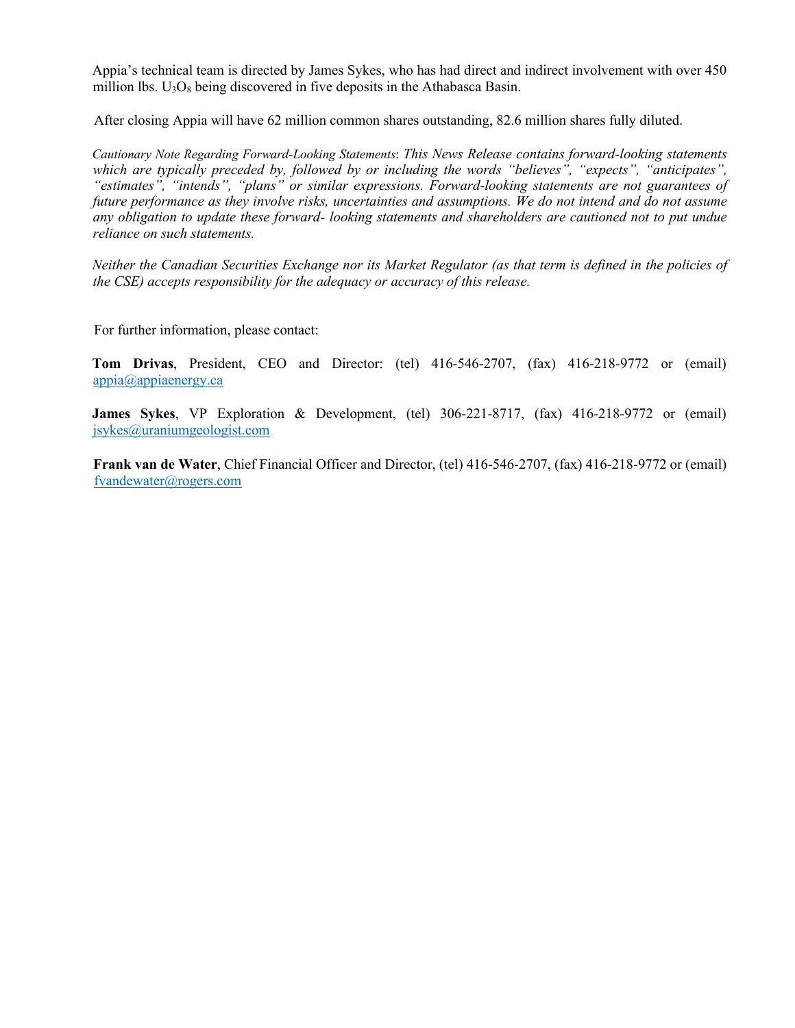Appia's technical team is directed by James Sykes, who has had direct and indirect involvement with over 450 million lbs. $U_3O_8$ being discovered in five deposits in the Athabasca Basin.

After closing Appia will have 62 million common shares outstanding, 82.6 million shares fully diluted.

*Cautionary Note Regarding Forward-Looking Statements: This News Release contains forward-looking statements which are typically preceded by, followed by or including the words "believes", "expects", "anticipates", "estimates", "intends", "plans" or similar expressions. Forward-looking statements are not guarantees of future performance as they involve risks, uncertainties and assumptions. We do not intend and do not assume any obligation to update these forward- looking statements and shareholders are cautioned not to put undue reliance on such statements.*

*Neither the Canadian Securities Exchange nor its Market Regulator (as that term is defined in the policies of the CSE) accepts responsibility for the adequacy or accuracy of this release.*

For further information, please contact:

**Tom Drivas**, President, CEO and Director: (tel) 416-546-2707, (fax) 416-218-9772 or (email) appia@appiaenergy.ca

**James Sykes**, VP Exploration & Development, (tel) 306-221-8717, (fax) 416-218-9772 or (email) jsykes@uraniumgeologist.com

**Frank van de Water**, Chief Financial Officer and Director, (tel) 416-546-2707, (fax) 416-218-9772 or (email) fvandewater@rogers.com